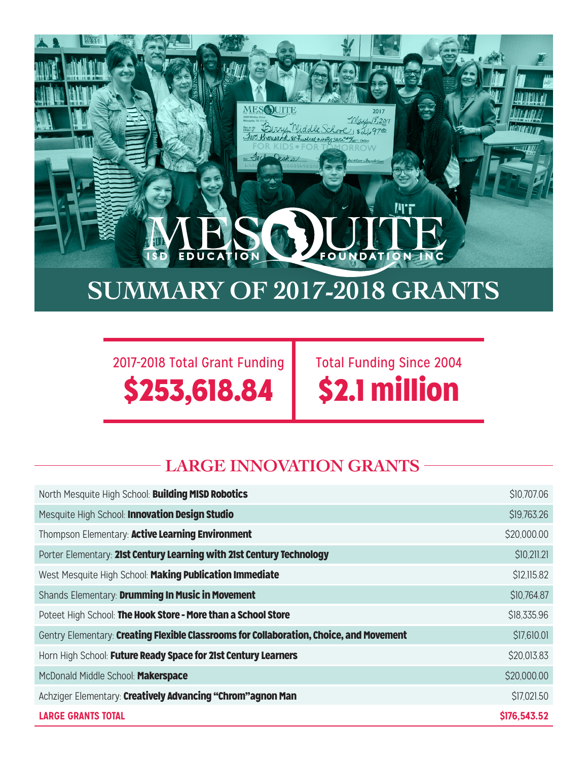# MESQUITE ISD EDUCATION FOUNDATION INC

# SUMMARY OF 2017-2018 GRANTS

2017-2018 Total Grant Funding
**$253,618.84**

Total Funding Since 2004
**$2.1 million**

## LARGE INNOVATION GRANTS

| | |
|---|---|
| North Mesquite High School: **Building MISD Robotics** | $10,707.06 |
| Mesquite High School: **Innovation Design Studio** | $19,763.26 |
| Thompson Elementary: **Active Learning Environment** | $20,000.00 |
| Porter Elementary: **21st Century Learning with 21st Century Technology** | $10,211.21 |
| West Mesquite High School: **Making Publication Immediate** | $12,115.82 |
| Shands Elementary: **Drumming In Music in Movement** | $10,764.87 |
| Poteet High School: **The Hook Store - More than a School Store** | $18,335.96 |
| Gentry Elementary: **Creating Flexible Classrooms for Collaboration, Choice, and Movement** | $17,610.01 |
| Horn High School: **Future Ready Space for 21st Century Learners** | $20,013.83 |
| McDonald Middle School: **Makerspace** | $20,000.00 |
| Achziger Elementary: **Creatively Advancing "Chrom"agnon Man** | $17,021.50 |
| **LARGE GRANTS TOTAL** | **$176,543.52** |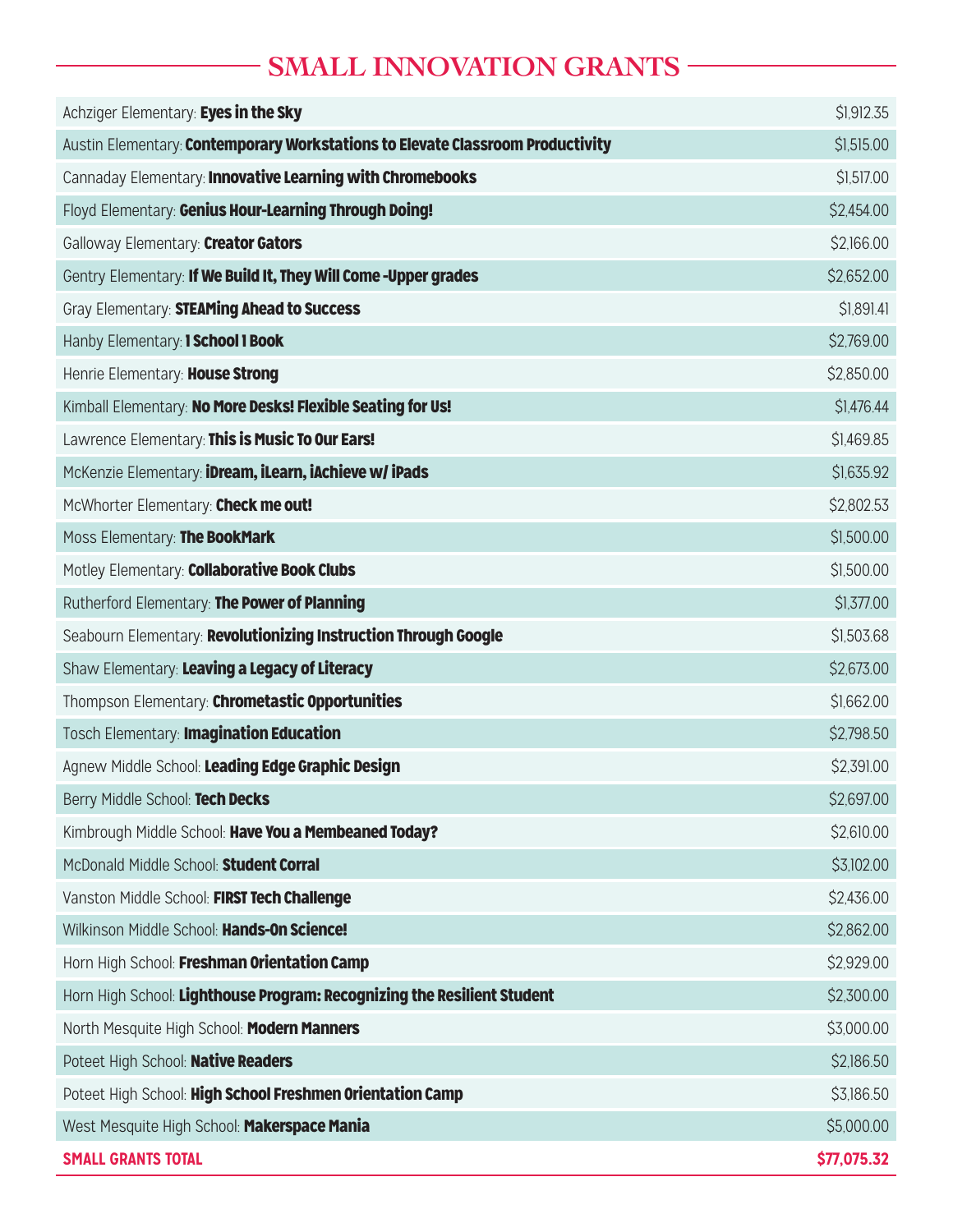## SMALL INNOVATION GRANTS

| | |
|---|---|
| Achziger Elementary: **Eyes in the Sky** | $1,912.35 |
| Austin Elementary: **Contemporary Workstations to Elevate Classroom Productivity** | $1,515.00 |
| Cannaday Elementary: **Innovative Learning with Chromebooks** | $1,517.00 |
| Floyd Elementary: **Genius Hour-Learning Through Doing!** | $2,454.00 |
| Galloway Elementary: **Creator Gators** | $2,166.00 |
| Gentry Elementary: **If We Build It, They Will Come -Upper grades** | $2,652.00 |
| Gray Elementary: **STEAMing Ahead to Success** | $1,891.41 |
| Hanby Elementary: **1 School 1 Book** | $2,769.00 |
| Henrie Elementary: **House Strong** | $2,850.00 |
| Kimball Elementary: **No More Desks! Flexible Seating for Us!** | $1,476.44 |
| Lawrence Elementary: **This is Music To Our Ears!** | $1,469.85 |
| McKenzie Elementary: **iDream, iLearn, iAchieve w/ iPads** | $1,635.92 |
| McWhorter Elementary: **Check me out!** | $2,802.53 |
| Moss Elementary: **The BookMark** | $1,500.00 |
| Motley Elementary: **Collaborative Book Clubs** | $1,500.00 |
| Rutherford Elementary: **The Power of Planning** | $1,377.00 |
| Seabourn Elementary: **Revolutionizing Instruction Through Google** | $1,503.68 |
| Shaw Elementary: **Leaving a Legacy of Literacy** | $2,673.00 |
| Thompson Elementary: **Chrometastic Opportunities** | $1,662.00 |
| Tosch Elementary: **Imagination Education** | $2,798.50 |
| Agnew Middle School: **Leading Edge Graphic Design** | $2,391.00 |
| Berry Middle School: **Tech Decks** | $2,697.00 |
| Kimbrough Middle School: **Have You a Membeaned Today?** | $2,610.00 |
| McDonald Middle School: **Student Corral** | $3,102.00 |
| Vanston Middle School: **FIRST Tech Challenge** | $2,436.00 |
| Wilkinson Middle School: **Hands-On Science!** | $2,862.00 |
| Horn High School: **Freshman Orientation Camp** | $2,929.00 |
| Horn High School: **Lighthouse Program: Recognizing the Resilient Student** | $2,300.00 |
| North Mesquite High School: **Modern Manners** | $3,000.00 |
| Poteet High School: **Native Readers** | $2,186.50 |
| Poteet High School: **High School Freshmen Orientation Camp** | $3,186.50 |
| West Mesquite High School: **Makerspace Mania** | $5,000.00 |
| **SMALL GRANTS TOTAL** | **$77,075.32** |